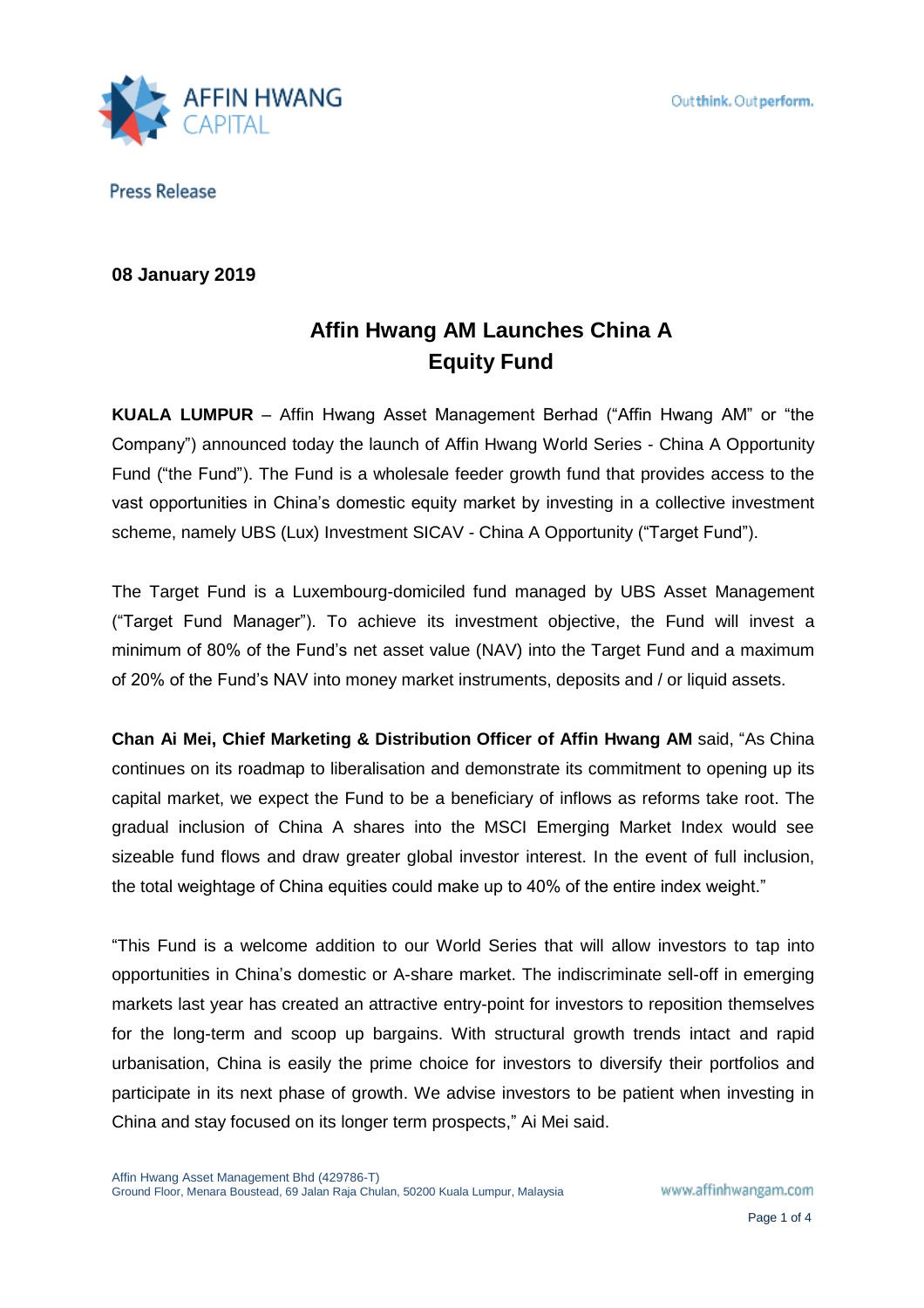AFFIN HWANG CAPITAL

Outthink. Outperform.

Press Release

**08 January 2019**

# Affin Hwang AM Launches China A Equity Fund

**KUALA LUMPUR** – Affin Hwang Asset Management Berhad ("Affin Hwang AM" or "the Company") announced today the launch of Affin Hwang World Series - China A Opportunity Fund ("the Fund"). The Fund is a wholesale feeder growth fund that provides access to the vast opportunities in China's domestic equity market by investing in a collective investment scheme, namely UBS (Lux) Investment SICAV - China A Opportunity ("Target Fund").

The Target Fund is a Luxembourg-domiciled fund managed by UBS Asset Management ("Target Fund Manager"). To achieve its investment objective, the Fund will invest a minimum of 80% of the Fund's net asset value (NAV) into the Target Fund and a maximum of 20% of the Fund's NAV into money market instruments, deposits and / or liquid assets.

**Chan Ai Mei, Chief Marketing & Distribution Officer of Affin Hwang AM** said, "As China continues on its roadmap to liberalisation and demonstrate its commitment to opening up its capital market, we expect the Fund to be a beneficiary of inflows as reforms take root. The gradual inclusion of China A shares into the MSCI Emerging Market Index would see sizeable fund flows and draw greater global investor interest. In the event of full inclusion, the total weightage of China equities could make up to 40% of the entire index weight."

"This Fund is a welcome addition to our World Series that will allow investors to tap into opportunities in China's domestic or A-share market. The indiscriminate sell-off in emerging markets last year has created an attractive entry-point for investors to reposition themselves for the long-term and scoop up bargains. With structural growth trends intact and rapid urbanisation, China is easily the prime choice for investors to diversify their portfolios and participate in its next phase of growth. We advise investors to be patient when investing in China and stay focused on its longer term prospects," Ai Mei said.

Affin Hwang Asset Management Bhd (429786-T)
Ground Floor, Menara Boustead, 69 Jalan Raja Chulan, 50200 Kuala Lumpur, Malaysia

www.affinhwangam.com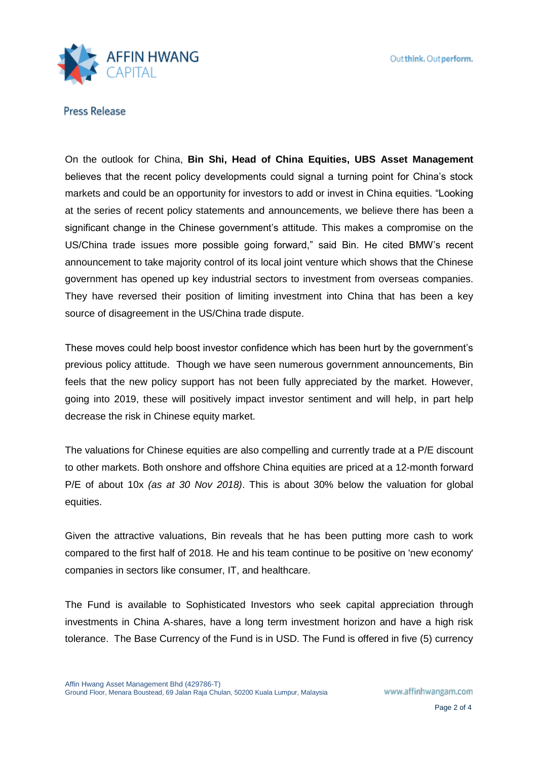On the outlook for China, **Bin Shi, Head of China Equities, UBS Asset Management** believes that the recent policy developments could signal a turning point for China's stock markets and could be an opportunity for investors to add or invest in China equities. "Looking at the series of recent policy statements and announcements, we believe there has been a significant change in the Chinese government's attitude. This makes a compromise on the US/China trade issues more possible going forward," said Bin. He cited BMW's recent announcement to take majority control of its local joint venture which shows that the Chinese government has opened up key industrial sectors to investment from overseas companies. They have reversed their position of limiting investment into China that has been a key source of disagreement in the US/China trade dispute.

These moves could help boost investor confidence which has been hurt by the government's previous policy attitude. Though we have seen numerous government announcements, Bin feels that the new policy support has not been fully appreciated by the market. However, going into 2019, these will positively impact investor sentiment and will help, in part help decrease the risk in Chinese equity market.

The valuations for Chinese equities are also compelling and currently trade at a P/E discount to other markets. Both onshore and offshore China equities are priced at a 12-month forward P/E of about 10x *(as at 30 Nov 2018)*. This is about 30% below the valuation for global equities.

Given the attractive valuations, Bin reveals that he has been putting more cash to work compared to the first half of 2018. He and his team continue to be positive on 'new economy' companies in sectors like consumer, IT, and healthcare.

The Fund is available to Sophisticated Investors who seek capital appreciation through investments in China A-shares, have a long term investment horizon and have a high risk tolerance. The Base Currency of the Fund is in USD. The Fund is offered in five (5) currency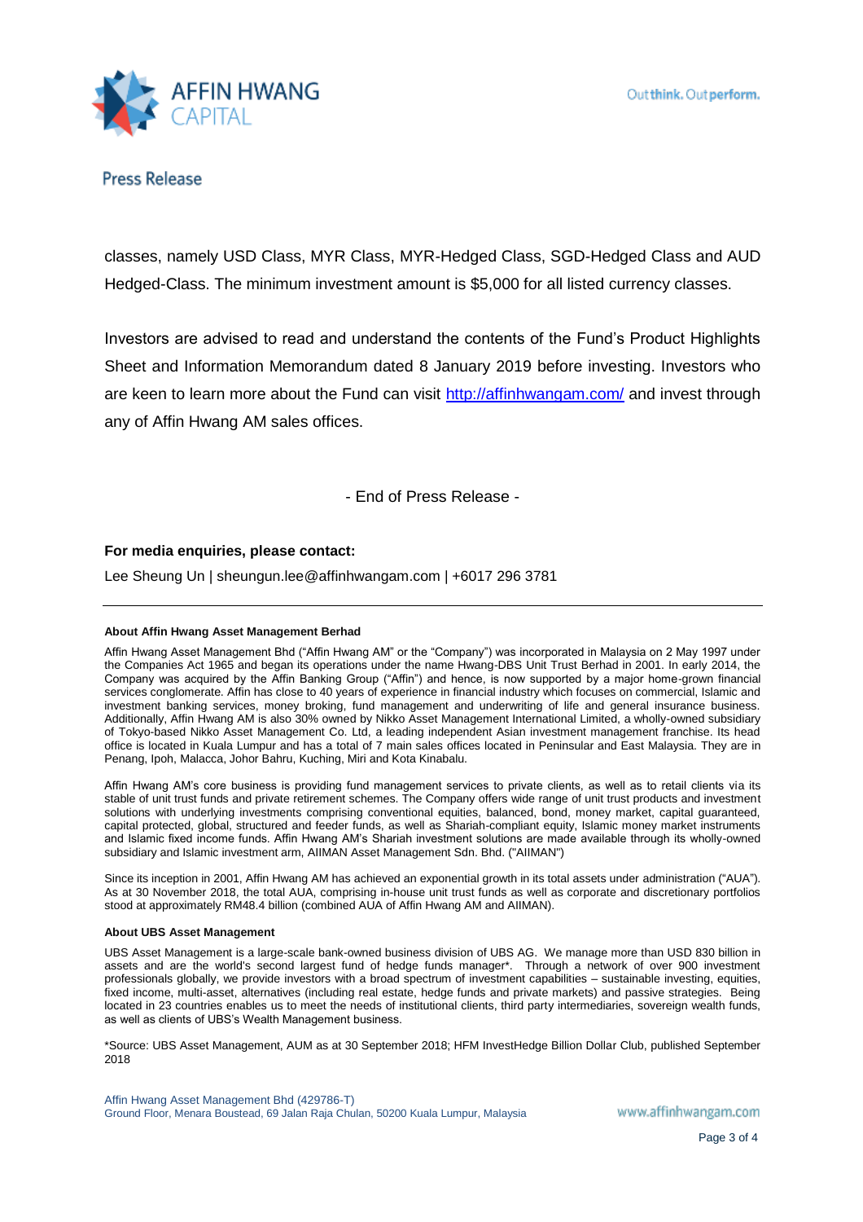classes, namely USD Class, MYR Class, MYR-Hedged Class, SGD-Hedged Class and AUD Hedged-Class. The minimum investment amount is $5,000 for all listed currency classes.

Investors are advised to read and understand the contents of the Fund's Product Highlights Sheet and Information Memorandum dated 8 January 2019 before investing. Investors who are keen to learn more about the Fund can visit http://affinhwangam.com/ and invest through any of Affin Hwang AM sales offices.

- End of Press Release -

**For media enquiries, please contact:**

Lee Sheung Un | sheungun.lee@affinhwangam.com | +6017 296 3781

---

**About Affin Hwang Asset Management Berhad**

Affin Hwang Asset Management Bhd ("Affin Hwang AM" or the "Company") was incorporated in Malaysia on 2 May 1997 under the Companies Act 1965 and began its operations under the name Hwang-DBS Unit Trust Berhad in 2001. In early 2014, the Company was acquired by the Affin Banking Group ("Affin") and hence, is now supported by a major home-grown financial services conglomerate. Affin has close to 40 years of experience in financial industry which focuses on commercial, Islamic and investment banking services, money broking, fund management and underwriting of life and general insurance business. Additionally, Affin Hwang AM is also 30% owned by Nikko Asset Management International Limited, a wholly-owned subsidiary of Tokyo-based Nikko Asset Management Co. Ltd, a leading independent Asian investment management franchise. Its head office is located in Kuala Lumpur and has a total of 7 main sales offices located in Peninsular and East Malaysia. They are in Penang, Ipoh, Malacca, Johor Bahru, Kuching, Miri and Kota Kinabalu.

Affin Hwang AM's core business is providing fund management services to private clients, as well as to retail clients via its stable of unit trust funds and private retirement schemes. The Company offers wide range of unit trust products and investment solutions with underlying investments comprising conventional equities, balanced, bond, money market, capital guaranteed, capital protected, global, structured and feeder funds, as well as Shariah-compliant equity, Islamic money market instruments and Islamic fixed income funds. Affin Hwang AM's Shariah investment solutions are made available through its wholly-owned subsidiary and Islamic investment arm, AIIMAN Asset Management Sdn. Bhd. ("AIIMAN")

Since its inception in 2001, Affin Hwang AM has achieved an exponential growth in its total assets under administration ("AUA"). As at 30 November 2018, the total AUA, comprising in-house unit trust funds as well as corporate and discretionary portfolios stood at approximately RM48.4 billion (combined AUA of Affin Hwang AM and AIIMAN).

**About UBS Asset Management**

UBS Asset Management is a large-scale bank-owned business division of UBS AG. We manage more than USD 830 billion in assets and are the world's second largest fund of hedge funds manager*. Through a network of over 900 investment professionals globally, we provide investors with a broad spectrum of investment capabilities – sustainable investing, equities, fixed income, multi-asset, alternatives (including real estate, hedge funds and private markets) and passive strategies. Being located in 23 countries enables us to meet the needs of institutional clients, third party intermediaries, sovereign wealth funds, as well as clients of UBS's Wealth Management business.

*Source: UBS Asset Management, AUM as at 30 September 2018; HFM InvestHedge Billion Dollar Club, published September 2018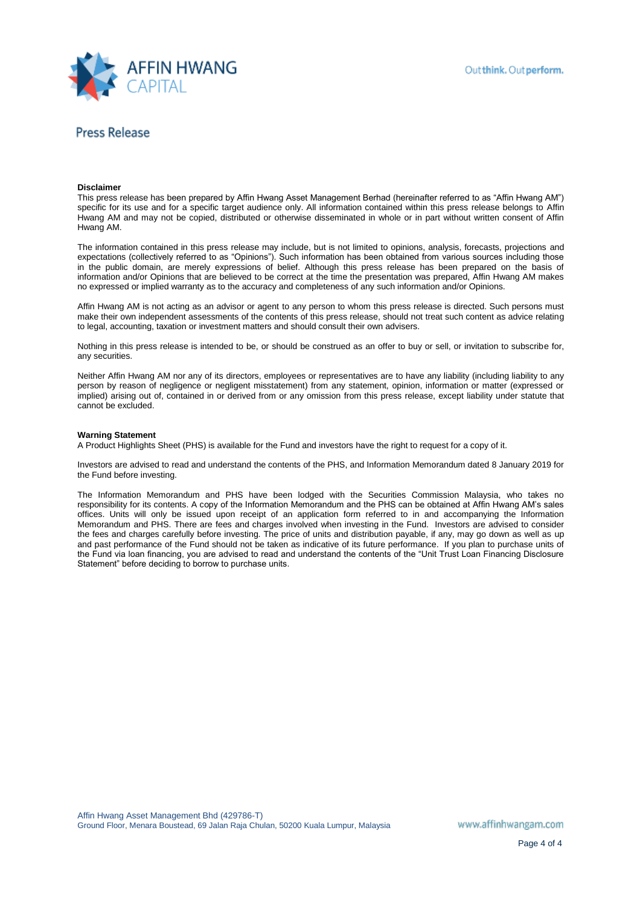# Press Release

**Disclaimer**

This press release has been prepared by Affin Hwang Asset Management Berhad (hereinafter referred to as "Affin Hwang AM") specific for its use and for a specific target audience only. All information contained within this press release belongs to Affin Hwang AM and may not be copied, distributed or otherwise disseminated in whole or in part without written consent of Affin Hwang AM.

The information contained in this press release may include, but is not limited to opinions, analysis, forecasts, projections and expectations (collectively referred to as "Opinions"). Such information has been obtained from various sources including those in the public domain, are merely expressions of belief. Although this press release has been prepared on the basis of information and/or Opinions that are believed to be correct at the time the presentation was prepared, Affin Hwang AM makes no expressed or implied warranty as to the accuracy and completeness of any such information and/or Opinions.

Affin Hwang AM is not acting as an advisor or agent to any person to whom this press release is directed. Such persons must make their own independent assessments of the contents of this press release, should not treat such content as advice relating to legal, accounting, taxation or investment matters and should consult their own advisers.

Nothing in this press release is intended to be, or should be construed as an offer to buy or sell, or invitation to subscribe for, any securities.

Neither Affin Hwang AM nor any of its directors, employees or representatives are to have any liability (including liability to any person by reason of negligence or negligent misstatement) from any statement, opinion, information or matter (expressed or implied) arising out of, contained in or derived from or any omission from this press release, except liability under statute that cannot be excluded.

**Warning Statement**

A Product Highlights Sheet (PHS) is available for the Fund and investors have the right to request for a copy of it.

Investors are advised to read and understand the contents of the PHS, and Information Memorandum dated 8 January 2019 for the Fund before investing.

The Information Memorandum and PHS have been lodged with the Securities Commission Malaysia, who takes no responsibility for its contents. A copy of the Information Memorandum and the PHS can be obtained at Affin Hwang AM's sales offices. Units will only be issued upon receipt of an application form referred to in and accompanying the Information Memorandum and PHS. There are fees and charges involved when investing in the Fund. Investors are advised to consider the fees and charges carefully before investing. The price of units and distribution payable, if any, may go down as well as up and past performance of the Fund should not be taken as indicative of its future performance. If you plan to purchase units of the Fund via loan financing, you are advised to read and understand the contents of the "Unit Trust Loan Financing Disclosure Statement" before deciding to borrow to purchase units.

Affin Hwang Asset Management Bhd (429786-T)
Ground Floor, Menara Boustead, 69 Jalan Raja Chulan, 50200 Kuala Lumpur, Malaysia

www.affinhwangam.com